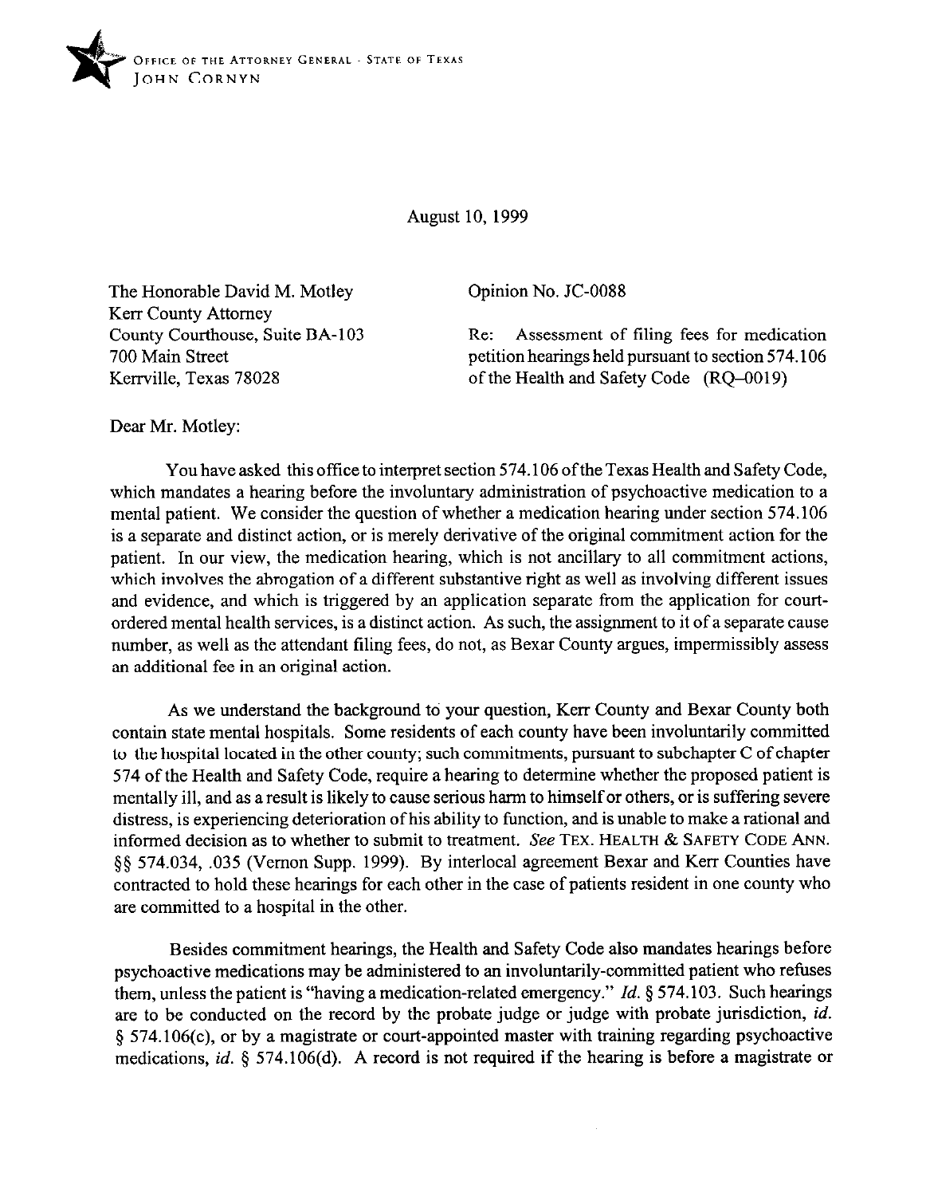OFFICE OF THE ATTORNEY GENERAL - STATE OF TEXAS
JOHN CORNYN

August 10, 1999

The Honorable David M. Motley
Kerr County Attorney
County Courthouse, Suite BA-103
700 Main Street
Kerrville, Texas 78028

Opinion No. JC-0088

Re: Assessment of filing fees for medication petition hearings held pursuant to section 574.106 of the Health and Safety Code (RQ-0019)

Dear Mr. Motley:

You have asked this office to interpret section 574.106 of the Texas Health and Safety Code, which mandates a hearing before the involuntary administration of psychoactive medication to a mental patient. We consider the question of whether a medication hearing under section 574.106 is a separate and distinct action, or is merely derivative of the original commitment action for the patient. In our view, the medication hearing, which is not ancillary to all commitment actions, which involves the abrogation of a different substantive right as well as involving different issues and evidence, and which is triggered by an application separate from the application for court-ordered mental health services, is a distinct action. As such, the assignment to it of a separate cause number, as well as the attendant filing fees, do not, as Bexar County argues, impermissibly assess an additional fee in an original action.

As we understand the background to your question, Kerr County and Bexar County both contain state mental hospitals. Some residents of each county have been involuntarily committed to the hospital located in the other county; such commitments, pursuant to subchapter C of chapter 574 of the Health and Safety Code, require a hearing to determine whether the proposed patient is mentally ill, and as a result is likely to cause serious harm to himself or others, or is suffering severe distress, is experiencing deterioration of his ability to function, and is unable to make a rational and informed decision as to whether to submit to treatment. *See* TEX. HEALTH & SAFETY CODE ANN. §§ 574.034, .035 (Vernon Supp. 1999). By interlocal agreement Bexar and Kerr Counties have contracted to hold these hearings for each other in the case of patients resident in one county who are committed to a hospital in the other.

Besides commitment hearings, the Health and Safety Code also mandates hearings before psychoactive medications may be administered to an involuntarily-committed patient who refuses them, unless the patient is "having a medication-related emergency." *Id.* § 574.103. Such hearings are to be conducted on the record by the probate judge or judge with probate jurisdiction, *id.* § 574.106(c), or by a magistrate or court-appointed master with training regarding psychoactive medications, *id.* § 574.106(d). A record is not required if the hearing is before a magistrate or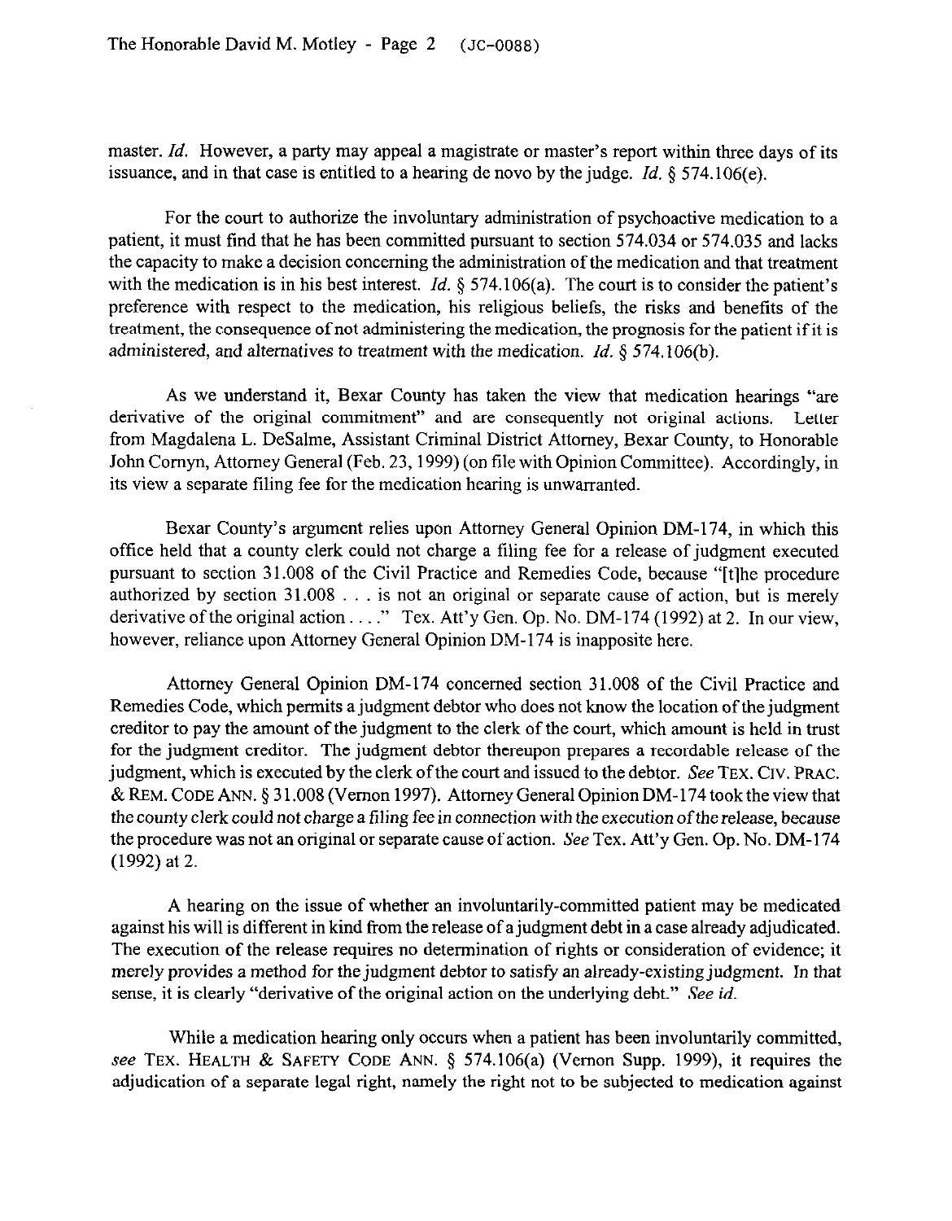master. *Id.* However, a party may appeal a magistrate or master's report within three days of its issuance, and in that case is entitled to a hearing de novo by the judge. *Id.* § 574.106(e).

For the court to authorize the involuntary administration of psychoactive medication to a patient, it must find that he has been committed pursuant to section 574.034 or 574.035 and lacks the capacity to make a decision concerning the administration of the medication and that treatment with the medication is in his best interest. *Id.* § 574.106(a). The court is to consider the patient's preference with respect to the medication, his religious beliefs, the risks and benefits of the treatment, the consequence of not administering the medication, the prognosis for the patient if it is administered, and alternatives to treatment with the medication. *Id.* § 574.106(b).

As we understand it, Bexar County has taken the view that medication hearings "are derivative of the original commitment" and are consequently not original actions. Letter from Magdalena L. DeSalme, Assistant Criminal District Attorney, Bexar County, to Honorable John Cornyn, Attorney General (Feb. 23, 1999) (on file with Opinion Committee). Accordingly, in its view a separate filing fee for the medication hearing is unwarranted.

Bexar County's argument relies upon Attorney General Opinion DM-174, in which this office held that a county clerk could not charge a filing fee for a release of judgment executed pursuant to section 31.008 of the Civil Practice and Remedies Code, because "[t]he procedure authorized by section 31.008 . . . is not an original or separate cause of action, but is merely derivative of the original action . . . ." Tex. Att'y Gen. Op. No. DM-174 (1992) at 2. In our view, however, reliance upon Attorney General Opinion DM-174 is inapposite here.

Attorney General Opinion DM-174 concerned section 31.008 of the Civil Practice and Remedies Code, which permits a judgment debtor who does not know the location of the judgment creditor to pay the amount of the judgment to the clerk of the court, which amount is held in trust for the judgment creditor. The judgment debtor thereupon prepares a recordable release of the judgment, which is executed by the clerk of the court and issued to the debtor. *See* TEX. CIV. PRAC. & REM. CODE ANN. § 31.008 (Vernon 1997). Attorney General Opinion DM-174 took the view that the county clerk could not charge a filing fee in connection with the execution of the release, because the procedure was not an original or separate cause of action. *See* Tex. Att'y Gen. Op. No. DM-174 (1992) at 2.

A hearing on the issue of whether an involuntarily-committed patient may be medicated against his will is different in kind from the release of a judgment debt in a case already adjudicated. The execution of the release requires no determination of rights or consideration of evidence; it merely provides a method for the judgment debtor to satisfy an already-existing judgment. In that sense, it is clearly "derivative of the original action on the underlying debt." *See id.*

While a medication hearing only occurs when a patient has been involuntarily committed, *see* TEX. HEALTH & SAFETY CODE ANN. § 574.106(a) (Vernon Supp. 1999), it requires the adjudication of a separate legal right, namely the right not to be subjected to medication against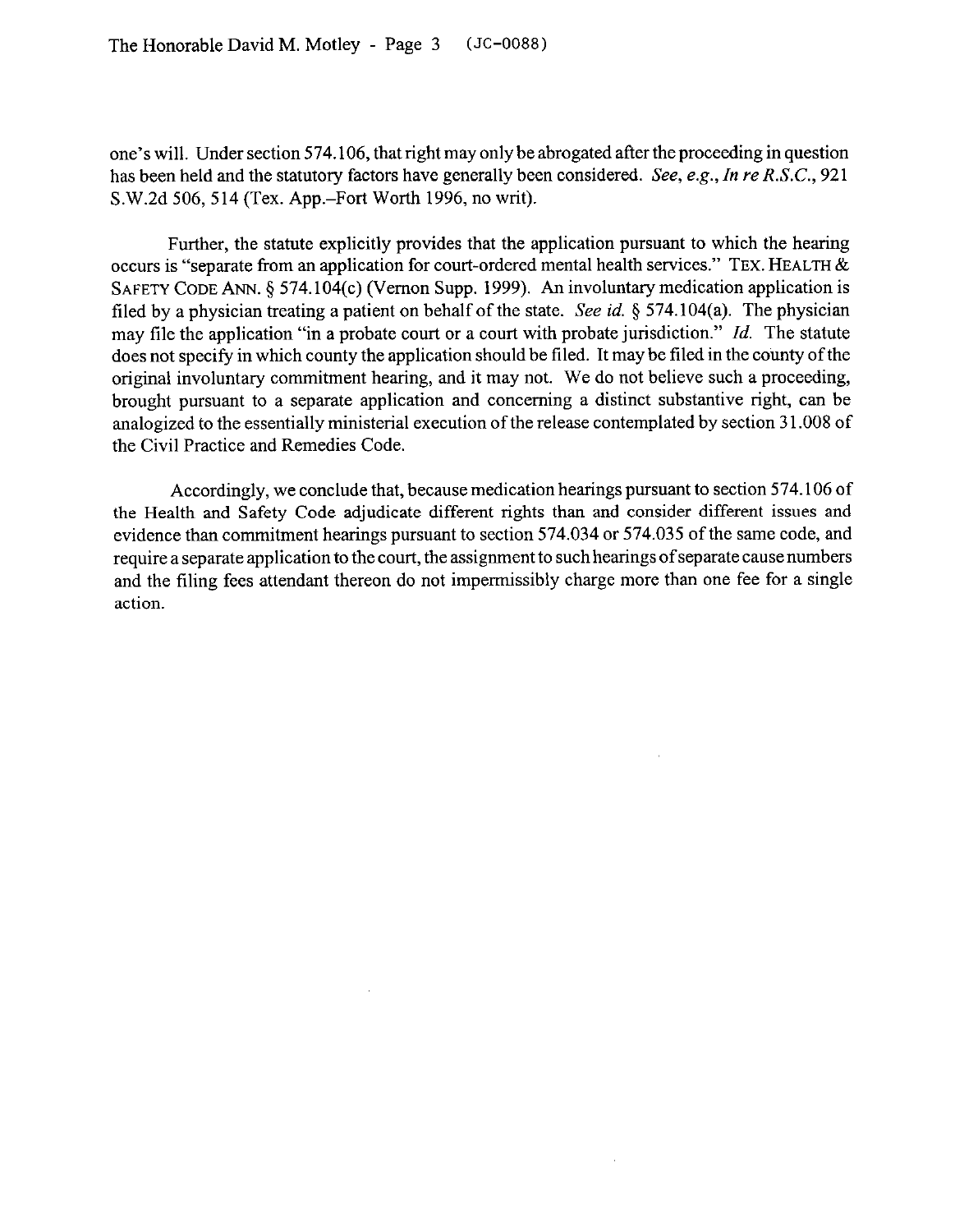one's will. Under section 574.106, that right may only be abrogated after the proceeding in question has been held and the statutory factors have generally been considered. *See, e.g., In re R.S.C.*, 921 S.W.2d 506, 514 (Tex. App.–Fort Worth 1996, no writ).

Further, the statute explicitly provides that the application pursuant to which the hearing occurs is "separate from an application for court-ordered mental health services." TEX. HEALTH & SAFETY CODE ANN. § 574.104(c) (Vernon Supp. 1999). An involuntary medication application is filed by a physician treating a patient on behalf of the state. *See id.* § 574.104(a). The physician may file the application "in a probate court or a court with probate jurisdiction." *Id.* The statute does not specify in which county the application should be filed. It may be filed in the county of the original involuntary commitment hearing, and it may not. We do not believe such a proceeding, brought pursuant to a separate application and concerning a distinct substantive right, can be analogized to the essentially ministerial execution of the release contemplated by section 31.008 of the Civil Practice and Remedies Code.

Accordingly, we conclude that, because medication hearings pursuant to section 574.106 of the Health and Safety Code adjudicate different rights than and consider different issues and evidence than commitment hearings pursuant to section 574.034 or 574.035 of the same code, and require a separate application to the court, the assignment to such hearings of separate cause numbers and the filing fees attendant thereon do not impermissibly charge more than one fee for a single action.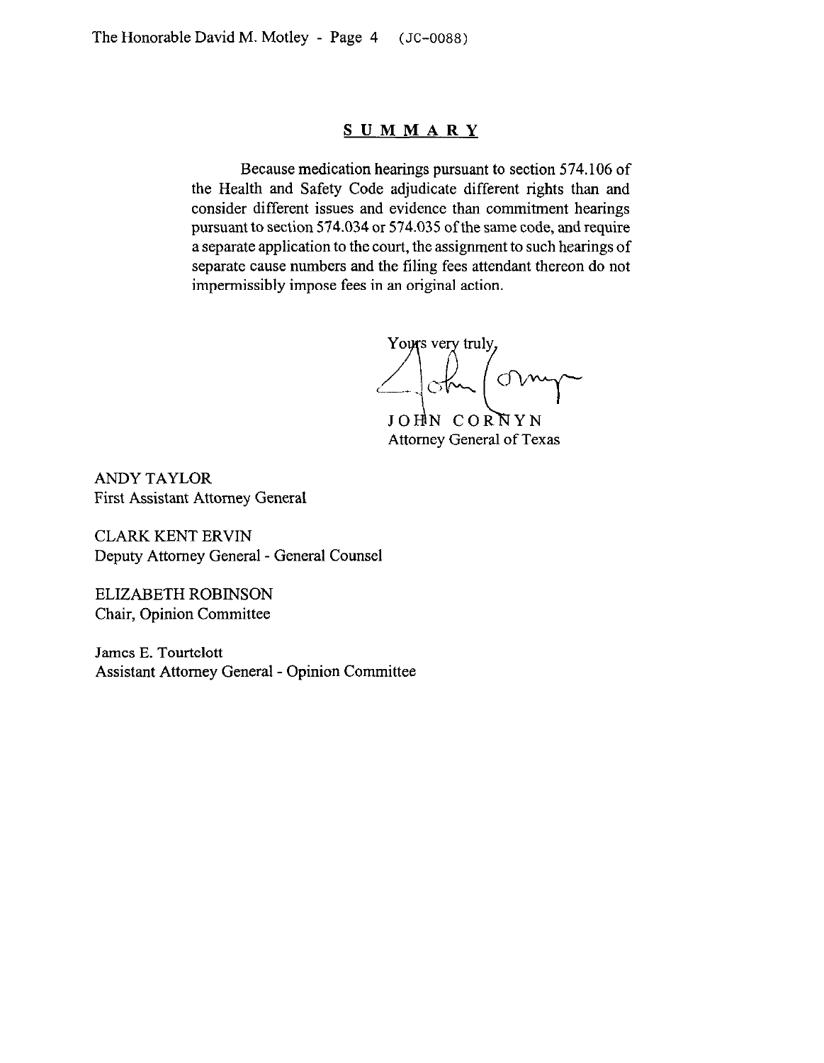## SUMMARY

Because medication hearings pursuant to section 574.106 of the Health and Safety Code adjudicate different rights than and consider different issues and evidence than commitment hearings pursuant to section 574.034 or 574.035 of the same code, and require a separate application to the court, the assignment to such hearings of separate cause numbers and the filing fees attendant thereon do not impermissibly impose fees in an original action.

Yours very truly,

JOHN CORNYN
Attorney General of Texas

ANDY TAYLOR
First Assistant Attorney General

CLARK KENT ERVIN
Deputy Attorney General - General Counsel

ELIZABETH ROBINSON
Chair, Opinion Committee

James E. Tourtelott
Assistant Attorney General - Opinion Committee